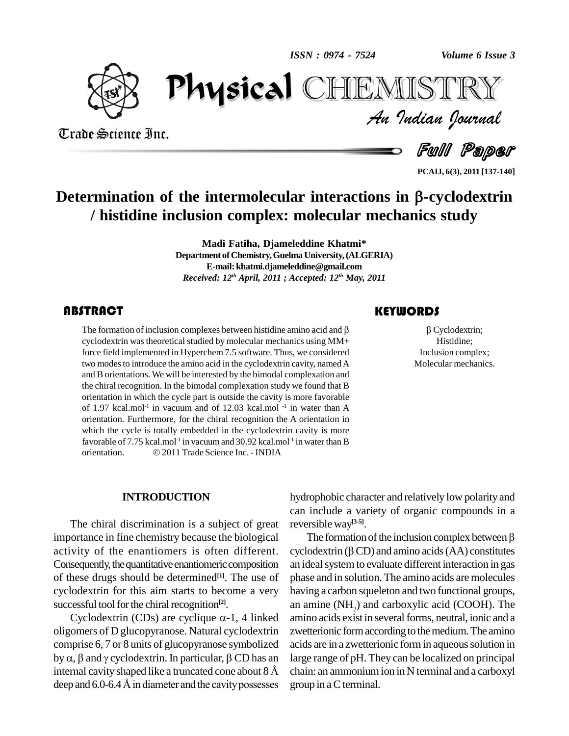# Determination of the intermolecular interactions in β-cyclodextrin / histidine inclusion complex: molecular mechanics study

**Madi Fatiha, Djameleddine Khatmi***

**Department of Chemistry, Guelma University, (ALGERIA)**

**E-mail: khatmi.djameleddine@gmail.com**

***Received: 12th April, 2011 ; Accepted: 12th May, 2011***

## ABSTRACT

The formation of inclusion complexes between histidine amino acid and β cyclodextrin was theoretical studied by molecular mechanics using MM+ force field implemented in Hyperchem 7.5 software. Thus, we considered two modes to introduce the amino acid in the cyclodextrin cavity, named A and B orientations. We will be interested by the bimodal complexation and the chiral recognition. In the bimodal complexation study we found that B orientation in which the cycle part is outside the cavity is more favorable of 1.97 kcal.mol$^{-1}$ in vacuum and of 12.03 kcal.mol $^{-1}$ in water than A orientation. Furthermore, for the chiral recognition the A orientation in which the cycle is totally embedded in the cyclodextrin cavity is more favorable of 7.75 kcal.mol$^{-1}$ in vacuum and 30.92 kcal.mol$^{-1}$ in water than B orientation. © 2011 Trade Science Inc. - INDIA

## KEYWORDS

β Cyclodextrin;
Histidine;
Inclusion complex;
Molecular mechanics.

## INTRODUCTION

The chiral discrimination is a subject of great importance in fine chemistry because the biological activity of the enantiomers is often different. Consequently, the quantitative enantiomeric composition of these drugs should be determined[1]. The use of cyclodextrin for this aim starts to become a very successful tool for the chiral recognition[2].

Cyclodextrin (CDs) are cyclique α-1, 4 linked oligomers of D glucopyranose. Natural cyclodextrin comprise 6, 7 or 8 units of glucopyranose symbolized by α, β and γ cyclodextrin. In particular, β CD has an internal cavity shaped like a truncated cone about 8 Å deep and 6.0-6.4 Å in diameter and the cavity possesses hydrophobic character and relatively low polarity and can include a variety of organic compounds in a reversible way[3-5].

The formation of the inclusion complex between β cyclodextrin (β CD) and amino acids (AA) constitutes an ideal system to evaluate different interaction in gas phase and in solution. The amino acids are molecules having a carbon squeleton and two functional groups, an amine ($NH_2$) and carboxylic acid (COOH). The amino acids exist in several forms, neutral, ionic and a zwetterionic form according to the medium. The amino acids are in a zwetterionic form in aqueous solution in large range of pH. They can be localized on principal chain: an ammonium ion in N terminal and a carboxyl group in a C terminal.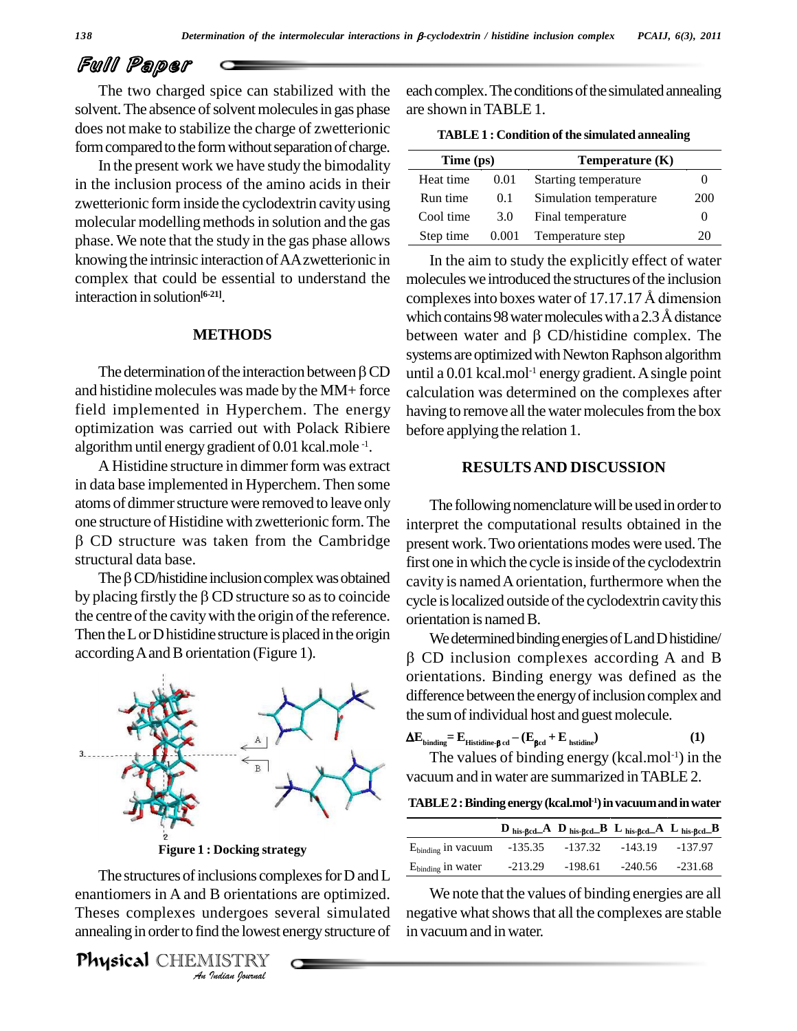The two charged spice can stabilized with the solvent. The absence of solvent molecules in gas phase does not make to stabilize the charge of zwetterionic form compared to the form without separation of charge.

In the present work we have study the bimodality in the inclusion process of the amino acids in their zwetterionic form inside the cyclodextrin cavity using molecular modelling methods in solution and the gas phase. We note that the study in the gas phase allows knowing the intrinsic interaction of AA zwetterionic in complex that could be essential to understand the interaction in solution[6-21].

## METHODS

The determination of the interaction between β CD and histidine molecules was made by the MM+ force field implemented in Hyperchem. The energy optimization was carried out with Polack Ribiere algorithm until energy gradient of 0.01 kcal.mole$^{-1}$.

A Histidine structure in dimmer form was extract in data base implemented in Hyperchem. Then some atoms of dimmer structure were removed to leave only one structure of Histidine with zwetterionic form. The β CD structure was taken from the Cambridge structural data base.

The β CD/histidine inclusion complex was obtained by placing firstly the β CD structure so as to coincide the centre of the cavity with the origin of the reference. Then the L or D histidine structure is placed in the origin according A and B orientation (Figure 1).

Figure 1 : Docking strategy

The structures of inclusions complexes for D and L enantiomers in A and B orientations are optimized. Theses complexes undergoes several simulated annealing in order to find the lowest energy structure of each complex. The conditions of the simulated annealing are shown in TABLE 1.

**TABLE 1 : Condition of the simulated annealing**

| Time (ps) | | Temperature (K) | |
|---|---|---|---|
| Heat time | 0.01 | Starting temperature | 0 |
| Run time | 0.1 | Simulation temperature | 200 |
| Cool time | 3.0 | Final temperature | 0 |
| Step time | 0.001 | Temperature step | 20 |

In the aim to study the explicitly effect of water molecules we introduced the structures of the inclusion complexes into boxes water of 17.17.17 Å dimension which contains 98 water molecules with a 2.3 Å distance between water and β CD/histidine complex. The systems are optimized with Newton Raphson algorithm until a 0.01 kcal.mol$^{-1}$ energy gradient. A single point calculation was determined on the complexes after having to remove all the water molecules from the box before applying the relation 1.

## RESULTS AND DISCUSSION

The following nomenclature will be used in order to interpret the computational results obtained in the present work. Two orientations modes were used. The first one in which the cycle is inside of the cyclodextrin cavity is named A orientation, furthermore when the cycle is localized outside of the cyclodextrin cavity this orientation is named B.

We determined binding energies of L and D histidine/β CD inclusion complexes according A and B orientations. Binding energy was defined as the difference between the energy of inclusion complex and the sum of individual host and guest molecule.

$$\Delta E_{binding} = E_{Histidine\text{-}\beta cd} - (E_{\beta cd} + E_{hstidine}) \quad (1)$$

The values of binding energy (kcal.mol$^{-1}$) in the vacuum and in water are summarized in TABLE 2.

**TABLE 2 : Binding energy (kcal.mol$^{-1}$) in vacuum and in water**

| | $D_{his\text{-}\beta cd}$_A | $D_{his\text{-}\beta cd}$_B | $L_{his\text{-}\beta cd}$_A | $L_{his\text{-}\beta cd}$_B |
|---|---|---|---|---|
| $E_{binding}$ in vacuum | -135.35 | -137.32 | -143.19 | -137.97 |
| $E_{binding}$ in water | -213.29 | -198.61 | -240.56 | -231.68 |

We note that the values of binding energies are all negative what shows that all the complexes are stable in vacuum and in water.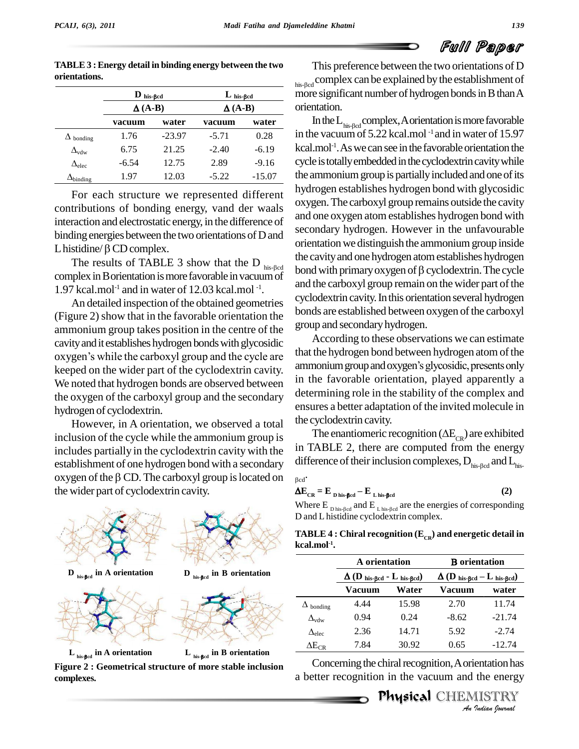**TABLE 3 : Energy detail in binding energy between the two orientations.**

| | $D_{his\text{-}\beta cd}$ | | $L_{his\text{-}\beta cd}$ | |
|---|---|---|---|---|
| | Δ (A-B) | | Δ (A-B) | |
| | vacuum | water | vacuum | water |
| $\Delta_{bonding}$ | 1.76 | -23.97 | -5.71 | 0.28 |
| $\Delta_{vdw}$ | 6.75 | 21.25 | -2.40 | -6.19 |
| $\Delta_{elec}$ | -6.54 | 12.75 | 2.89 | -9.16 |
| $\Delta_{binding}$ | 1.97 | 12.03 | -5.22 | -15.07 |

For each structure we represented different contributions of bonding energy, vand der waals interaction and electrostatic energy, in the difference of binding energies between the two orientations of D and L histidine/ β CD complex.

The results of TABLE 3 show that the $D_{his\text{-}\beta cd}$ complex in B orientation is more favorable in vacuum of 1.97 kcal.mol$^{-1}$ and in water of 12.03 kcal.mol$^{-1}$.

An detailed inspection of the obtained geometries (Figure 2) show that in the favorable orientation the ammonium group takes position in the centre of the cavity and it establishes hydrogen bonds with glycosidic oxygen's while the carboxyl group and the cycle are keeped on the wider part of the cyclodextrin cavity. We noted that hydrogen bonds are observed between the oxygen of the carboxyl group and the secondary hydrogen of cyclodextrin.

However, in A orientation, we observed a total inclusion of the cycle while the ammonium group is includes partially in the cyclodextrin cavity with the establishment of one hydrogen bond with a secondary oxygen of the β CD. The carboxyl group is located on the wider part of cyclodextrin cavity.

$D_{his\text{-}\beta cd}$ in A orientation

$D_{his\text{-}\beta cd}$ in B orientation

$L_{his\text{-}\beta cd}$ in A orientation

$L_{his\text{-}\beta cd}$ in B orientation

**Figure 2 : Geometrical structure of more stable inclusion complexes.**

This preference between the two orientations of $D_{his\text{-}\beta cd}$ complex can be explained by the establishment of more significant number of hydrogen bonds in B than A orientation.

In the $L_{his\text{-}\beta cd}$ complex, A orientation is more favorable in the vacuum of 5.22 kcal.mol$^{-1}$ and in water of 15.97 kcal.mol$^{-1}$. As we can see in the favorable orientation the cycle is totally embedded in the cyclodextrin cavity while the ammonium group is partially included and one of its hydrogen establishes hydrogen bond with glycosidic oxygen. The carboxyl group remains outside the cavity and one oxygen atom establishes hydrogen bond with secondary hydrogen. However in the unfavourable orientation we distinguish the ammonium group inside the cavity and one hydrogen atom establishes hydrogen bond with primary oxygen of β cyclodextrin. The cycle and the carboxyl group remain on the wider part of the cyclodextrin cavity. In this orientation several hydrogen bonds are established between oxygen of the carboxyl group and secondary hydrogen.

According to these observations we can estimate that the hydrogen bond between hydrogen atom of the ammonium group and oxygen's glycosidic, presents only in the favorable orientation, played apparently a determining role in the stability of the complex and ensures a better adaptation of the invited molecule in the cyclodextrin cavity.

The enantiomeric recognition ($\Delta E_{CR}$) are exhibited in TABLE 2, there are computed from the energy difference of their inclusion complexes, $D_{his\text{-}\beta cd}$ and $L_{his\text{-}\beta cd}$.

$$\Delta E_{CR} = E_{D\,his\text{-}\beta cd} - E_{L\,his\text{-}\beta cd} \quad (2)$$

Where $E_{D\,his\text{-}\beta cd}$ and $E_{L\,his\text{-}\beta cd}$ are the energies of corresponding D and L histidine cyclodextrin complex.

**TABLE 4 : Chiral recognition ($E_{CR}$) and energetic detail in kcal.mol$^{-1}$.**

| | A orientation | | B orientation | |
|---|---|---|---|---|
| | Δ ($D_{his\text{-}\beta cd}$ - $L_{his\text{-}\beta cd}$) | | Δ ($D_{his\text{-}\beta cd}$ – $L_{his\text{-}\beta cd}$) | |
| | Vacuum | Water | Vacuum | water |
| $\Delta_{bonding}$ | 4.44 | 15.98 | 2.70 | 11.74 |
| $\Delta_{vdw}$ | 0.94 | 0.24 | -8.62 | -21.74 |
| $\Delta_{elec}$ | 2.36 | 14.71 | 5.92 | -2.74 |
| $\Delta E_{CR}$ | 7.84 | 30.92 | 0.65 | -12.74 |

Concerning the chiral recognition, A orientation has a better recognition in the vacuum and the energy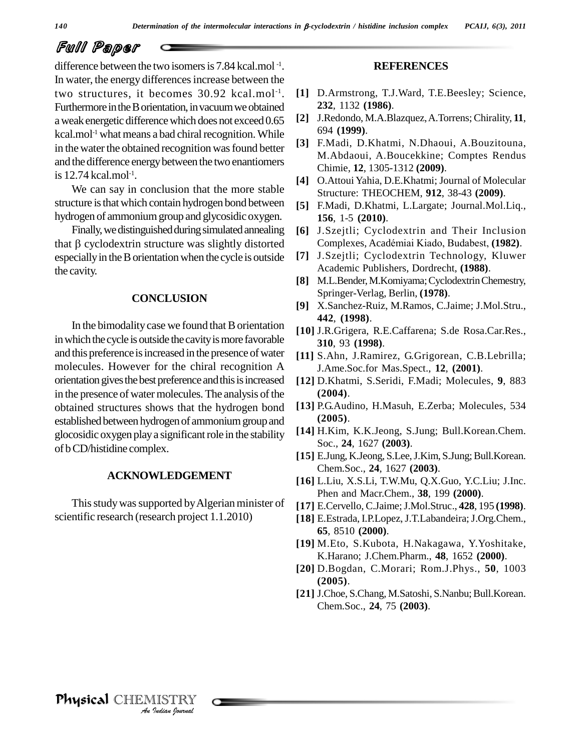difference between the two isomers is 7.84 kcal.mol$^{-1}$. In water, the energy differences increase between the two structures, it becomes 30.92 kcal.mol$^{-1}$. Furthermore in the B orientation, in vacuum we obtained a weak energetic difference which does not exceed 0.65 kcal.mol$^{-1}$ what means a bad chiral recognition. While in the water the obtained recognition was found better and the difference energy between the two enantiomers is 12.74 kcal.mol$^{-1}$.

We can say in conclusion that the more stable structure is that which contain hydrogen bond between hydrogen of ammonium group and glycosidic oxygen.

Finally, we distinguished during simulated annealing that β cyclodextrin structure was slightly distorted especially in the B orientation when the cycle is outside the cavity.

## CONCLUSION

In the bimodality case we found that B orientation in which the cycle is outside the cavity is more favorable and this preference is increased in the presence of water molecules. However for the chiral recognition A orientation gives the best preference and this is increased in the presence of water molecules. The analysis of the obtained structures shows that the hydrogen bond established between hydrogen of ammonium group and glocosidic oxygen play a significant role in the stability of bCD/histidine complex.

## ACKNOWLEDGEMENT

This study was supported by Algerian minister of scientific research (research project 1.1.2010)

## REFERENCES

[1] D.Armstrong, T.J.Ward, T.E.Beesley; Science, **232**, 1132 **(1986)**.

[2] J.Redondo, M.A.Blazquez, A.Torrens; Chirality, **11**, 694 **(1999)**.

[3] F.Madi, D.Khatmi, N.Dhaoui, A.Bouzitouna, M.Abdaoui, A.Boucekkine; Comptes Rendus Chimie, **12**, 1305-1312 **(2009)**.

[4] O.Attoui Yahia, D.E.Khatmi; Journal of Molecular Structure: THEOCHEM, **912**, 38-43 **(2009)**.

[5] F.Madi, D.Khatmi, L.Largate; Journal.Mol.Liq., **156**, 1-5 **(2010)**.

[6] J.Szejtli; Cyclodextrin and Their Inclusion Complexes, Académiai Kiado, Budabest, **(1982)**.

[7] J.Szejtli; Cyclodextrin Technology, Kluwer Academic Publishers, Dordrecht, **(1988)**.

[8] M.L.Bender, M.Komiyama; Cyclodextrin Chemestry, Springer-Verlag, Berlin, **(1978)**.

[9] X.Sanchez-Ruiz, M.Ramos, C.Jaime; J.Mol.Stru., **442**, **(1998)**.

[10] J.R.Grigera, R.E.Caffarena; S.de Rosa.Car.Res., **310**, 93 **(1998)**.

[11] S.Ahn, J.Ramirez, G.Grigorean, C.B.Lebrilla; J.Ame.Soc.for Mas.Spect., **12**, **(2001)**.

[12] D.Khatmi, S.Seridi, F.Madi; Molecules, **9**, 883 **(2004)**.

[13] P.G.Audino, H.Masuh, E.Zerba; Molecules, 534 **(2005)**.

[14] H.Kim, K.K.Jeong, S.Jung; Bull.Korean.Chem. Soc., **24**, 1627 **(2003)**.

[15] E.Jung, K.Jeong, S.Lee, J.Kim, S.Jung; Bull.Korean. Chem.Soc., **24**, 1627 **(2003)**.

[16] L.Liu, X.S.Li, T.W.Mu, Q.X.Guo, Y.C.Liu; J.Inc. Phen and Macr.Chem., **38**, 199 **(2000)**.

[17] E.Cervello, C.Jaime; J.Mol.Struc., **428**, 195 **(1998)**.

[18] E.Estrada, I.P.Lopez, J.T.Labandeira; J.Org.Chem., **65**, 8510 **(2000)**.

[19] M.Eto, S.Kubota, H.Nakagawa, Y.Yoshitake, K.Harano; J.Chem.Pharm., **48**, 1652 **(2000)**.

[20] D.Bogdan, C.Morari; Rom.J.Phys., **50**, 1003 **(2005)**.

[21] J.Choe, S.Chang, M.Satoshi, S.Nanbu; Bull.Korean. Chem.Soc., **24**, 75 **(2003)**.